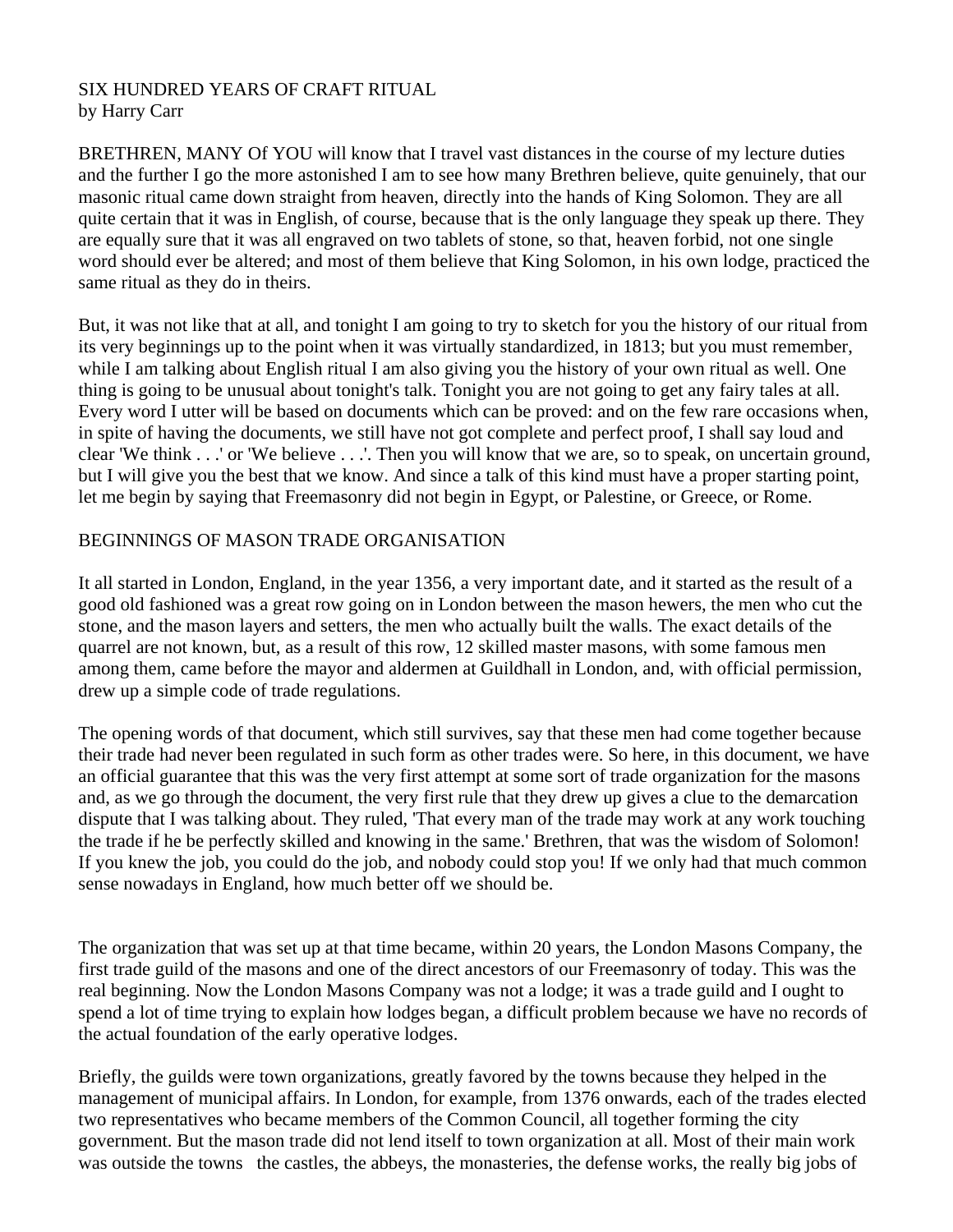SIX HUNDRED YEARS OF CRAFT RITUAL
by Harry Carr

BRETHREN, MANY Of YOU will know that I travel vast distances in the course of my lecture duties and the further I go the more astonished I am to see how many Brethren believe, quite genuinely, that our masonic ritual came down straight from heaven, directly into the hands of King Solomon. They are all quite certain that it was in English, of course, because that is the only language they speak up there. They are equally sure that it was all engraved on two tablets of stone, so that, heaven forbid, not one single word should ever be altered; and most of them believe that King Solomon, in his own lodge, practiced the same ritual as they do in theirs.

But, it was not like that at all, and tonight I am going to try to sketch for you the history of our ritual from its very beginnings up to the point when it was virtually standardized, in 1813; but you must remember, while I am talking about English ritual I am also giving you the history of your own ritual as well. One thing is going to be unusual about tonight's talk. Tonight you are not going to get any fairy tales at all. Every word I utter will be based on documents which can be proved: and on the few rare occasions when, in spite of having the documents, we still have not got complete and perfect proof, I shall say loud and clear 'We think . . .' or 'We believe . . .'. Then you will know that we are, so to speak, on uncertain ground, but I will give you the best that we know. And since a talk of this kind must have a proper starting point, let me begin by saying that Freemasonry did not begin in Egypt, or Palestine, or Greece, or Rome.

## BEGINNINGS OF MASON TRADE ORGANISATION

It all started in London, England, in the year 1356, a very important date, and it started as the result of a good old fashioned was a great row going on in London between the mason hewers, the men who cut the stone, and the mason layers and setters, the men who actually built the walls. The exact details of the quarrel are not known, but, as a result of this row, 12 skilled master masons, with some famous men among them, came before the mayor and aldermen at Guildhall in London, and, with official permission, drew up a simple code of trade regulations.

The opening words of that document, which still survives, say that these men had come together because their trade had never been regulated in such form as other trades were. So here, in this document, we have an official guarantee that this was the very first attempt at some sort of trade organization for the masons and, as we go through the document, the very first rule that they drew up gives a clue to the demarcation dispute that I was talking about. They ruled, 'That every man of the trade may work at any work touching the trade if he be perfectly skilled and knowing in the same.' Brethren, that was the wisdom of Solomon! If you knew the job, you could do the job, and nobody could stop you! If we only had that much common sense nowadays in England, how much better off we should be.

The organization that was set up at that time became, within 20 years, the London Masons Company, the first trade guild of the masons and one of the direct ancestors of our Freemasonry of today. This was the real beginning. Now the London Masons Company was not a lodge; it was a trade guild and I ought to spend a lot of time trying to explain how lodges began, a difficult problem because we have no records of the actual foundation of the early operative lodges.

Briefly, the guilds were town organizations, greatly favored by the towns because they helped in the management of municipal affairs. In London, for example, from 1376 onwards, each of the trades elected two representatives who became members of the Common Council, all together forming the city government. But the mason trade did not lend itself to town organization at all. Most of their main work was outside the towns   the castles, the abbeys, the monasteries, the defense works, the really big jobs of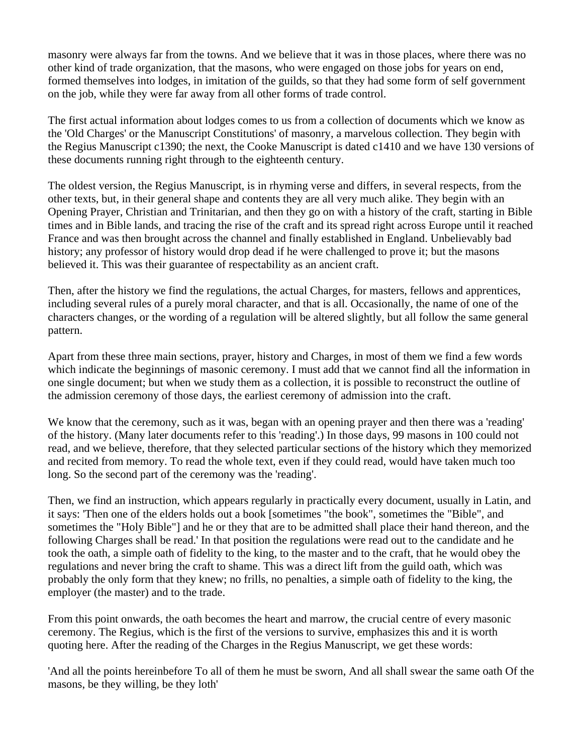masonry were always far from the towns. And we believe that it was in those places, where there was no other kind of trade organization, that the masons, who were engaged on those jobs for years on end, formed themselves into lodges, in imitation of the guilds, so that they had some form of self government on the job, while they were far away from all other forms of trade control.

The first actual information about lodges comes to us from a collection of documents which we know as the 'Old Charges' or the Manuscript Constitutions' of masonry, a marvelous collection. They begin with the Regius Manuscript c1390; the next, the Cooke Manuscript is dated c1410 and we have 130 versions of these documents running right through to the eighteenth century.

The oldest version, the Regius Manuscript, is in rhyming verse and differs, in several respects, from the other texts, but, in their general shape and contents they are all very much alike. They begin with an Opening Prayer, Christian and Trinitarian, and then they go on with a history of the craft, starting in Bible times and in Bible lands, and tracing the rise of the craft and its spread right across Europe until it reached France and was then brought across the channel and finally established in England. Unbelievably bad history; any professor of history would drop dead if he were challenged to prove it; but the masons believed it. This was their guarantee of respectability as an ancient craft.

Then, after the history we find the regulations, the actual Charges, for masters, fellows and apprentices, including several rules of a purely moral character, and that is all. Occasionally, the name of one of the characters changes, or the wording of a regulation will be altered slightly, but all follow the same general pattern.

Apart from these three main sections, prayer, history and Charges, in most of them we find a few words which indicate the beginnings of masonic ceremony. I must add that we cannot find all the information in one single document; but when we study them as a collection, it is possible to reconstruct the outline of the admission ceremony of those days, the earliest ceremony of admission into the craft.

We know that the ceremony, such as it was, began with an opening prayer and then there was a 'reading' of the history. (Many later documents refer to this 'reading'.) In those days, 99 masons in 100 could not read, and we believe, therefore, that they selected particular sections of the history which they memorized and recited from memory. To read the whole text, even if they could read, would have taken much too long. So the second part of the ceremony was the 'reading'.

Then, we find an instruction, which appears regularly in practically every document, usually in Latin, and it says: 'Then one of the elders holds out a book [sometimes "the book", sometimes the "Bible", and sometimes the "Holy Bible"] and he or they that are to be admitted shall place their hand thereon, and the following Charges shall be read.' In that position the regulations were read out to the candidate and he took the oath, a simple oath of fidelity to the king, to the master and to the craft, that he would obey the regulations and never bring the craft to shame. This was a direct lift from the guild oath, which was probably the only form that they knew; no frills, no penalties, a simple oath of fidelity to the king, the employer (the master) and to the trade.

From this point onwards, the oath becomes the heart and marrow, the crucial centre of every masonic ceremony. The Regius, which is the first of the versions to survive, emphasizes this and it is worth quoting here. After the reading of the Charges in the Regius Manuscript, we get these words:

'And all the points hereinbefore To all of them he must be sworn, And all shall swear the same oath Of the masons, be they willing, be they loth'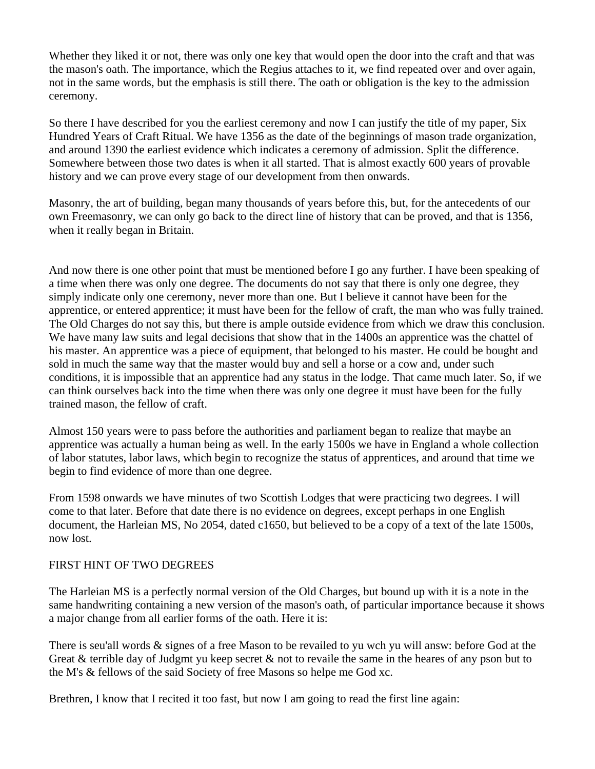Whether they liked it or not, there was only one key that would open the door into the craft and that was the mason's oath. The importance, which the Regius attaches to it, we find repeated over and over again, not in the same words, but the emphasis is still there. The oath or obligation is the key to the admission ceremony.

So there I have described for you the earliest ceremony and now I can justify the title of my paper, Six Hundred Years of Craft Ritual. We have 1356 as the date of the beginnings of mason trade organization, and around 1390 the earliest evidence which indicates a ceremony of admission. Split the difference. Somewhere between those two dates is when it all started. That is almost exactly 600 years of provable history and we can prove every stage of our development from then onwards.

Masonry, the art of building, began many thousands of years before this, but, for the antecedents of our own Freemasonry, we can only go back to the direct line of history that can be proved, and that is 1356, when it really began in Britain.

And now there is one other point that must be mentioned before I go any further. I have been speaking of a time when there was only one degree. The documents do not say that there is only one degree, they simply indicate only one ceremony, never more than one. But I believe it cannot have been for the apprentice, or entered apprentice; it must have been for the fellow of craft, the man who was fully trained. The Old Charges do not say this, but there is ample outside evidence from which we draw this conclusion. We have many law suits and legal decisions that show that in the 1400s an apprentice was the chattel of his master. An apprentice was a piece of equipment, that belonged to his master. He could be bought and sold in much the same way that the master would buy and sell a horse or a cow and, under such conditions, it is impossible that an apprentice had any status in the lodge. That came much later. So, if we can think ourselves back into the time when there was only one degree it must have been for the fully trained mason, the fellow of craft.

Almost 150 years were to pass before the authorities and parliament began to realize that maybe an apprentice was actually a human being as well. In the early 1500s we have in England a whole collection of labor statutes, labor laws, which begin to recognize the status of apprentices, and around that time we begin to find evidence of more than one degree.

From 1598 onwards we have minutes of two Scottish Lodges that were practicing two degrees. I will come to that later. Before that date there is no evidence on degrees, except perhaps in one English document, the Harleian MS, No 2054, dated c1650, but believed to be a copy of a text of the late 1500s, now lost.

## FIRST HINT OF TWO DEGREES

The Harleian MS is a perfectly normal version of the Old Charges, but bound up with it is a note in the same handwriting containing a new version of the mason's oath, of particular importance because it shows a major change from all earlier forms of the oath. Here it is:

There is seu'all words & signes of a free Mason to be revailed to yu wch yu will answ: before God at the Great & terrible day of Judgmt yu keep secret & not to revaile the same in the heares of any pson but to the M's & fellows of the said Society of free Masons so helpe me God xc.

Brethren, I know that I recited it too fast, but now I am going to read the first line again: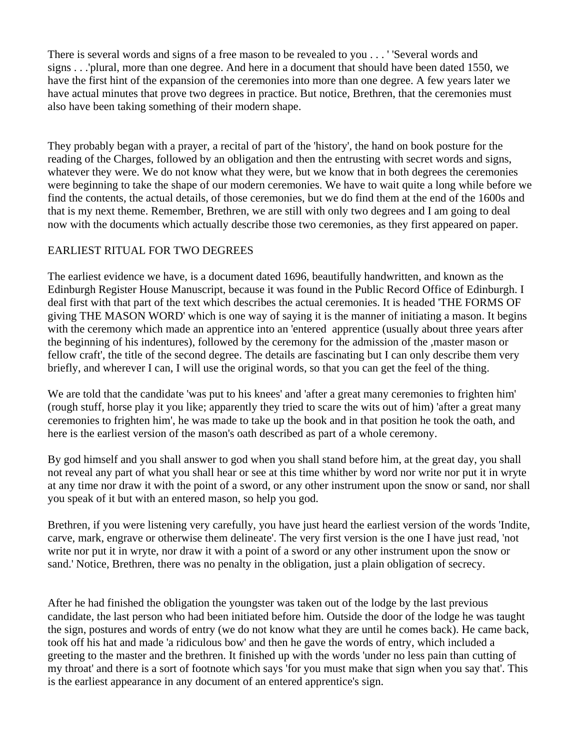There is several words and signs of a free mason to be revealed to you . . . ' 'Several words and signs . . .'plural, more than one degree. And here in a document that should have been dated 1550, we have the first hint of the expansion of the ceremonies into more than one degree. A few years later we have actual minutes that prove two degrees in practice. But notice, Brethren, that the ceremonies must also have been taking something of their modern shape.

They probably began with a prayer, a recital of part of the 'history', the hand on book posture for the reading of the Charges, followed by an obligation and then the entrusting with secret words and signs, whatever they were. We do not know what they were, but we know that in both degrees the ceremonies were beginning to take the shape of our modern ceremonies. We have to wait quite a long while before we find the contents, the actual details, of those ceremonies, but we do find them at the end of the 1600s and that is my next theme. Remember, Brethren, we are still with only two degrees and I am going to deal now with the documents which actually describe those two ceremonies, as they first appeared on paper.

## EARLIEST RITUAL FOR TWO DEGREES

The earliest evidence we have, is a document dated 1696, beautifully handwritten, and known as the Edinburgh Register House Manuscript, because it was found in the Public Record Office of Edinburgh. I deal first with that part of the text which describes the actual ceremonies. It is headed 'THE FORMS OF giving THE MASON WORD' which is one way of saying it is the manner of initiating a mason. It begins with the ceremony which made an apprentice into an 'entered apprentice (usually about three years after the beginning of his indentures), followed by the ceremony for the admission of the ,master mason or fellow craft', the title of the second degree. The details are fascinating but I can only describe them very briefly, and wherever I can, I will use the original words, so that you can get the feel of the thing.

We are told that the candidate 'was put to his knees' and 'after a great many ceremonies to frighten him' (rough stuff, horse play it you like; apparently they tried to scare the wits out of him) 'after a great many ceremonies to frighten him', he was made to take up the book and in that position he took the oath, and here is the earliest version of the mason's oath described as part of a whole ceremony.

By god himself and you shall answer to god when you shall stand before him, at the great day, you shall not reveal any part of what you shall hear or see at this time whither by word nor write nor put it in wryte at any time nor draw it with the point of a sword, or any other instrument upon the snow or sand, nor shall you speak of it but with an entered mason, so help you god.

Brethren, if you were listening very carefully, you have just heard the earliest version of the words 'Indite, carve, mark, engrave or otherwise them delineate'. The very first version is the one I have just read, 'not write nor put it in wryte, nor draw it with a point of a sword or any other instrument upon the snow or sand.' Notice, Brethren, there was no penalty in the obligation, just a plain obligation of secrecy.

After he had finished the obligation the youngster was taken out of the lodge by the last previous candidate, the last person who had been initiated before him. Outside the door of the lodge he was taught the sign, postures and words of entry (we do not know what they are until he comes back). He came back, took off his hat and made 'a ridiculous bow' and then he gave the words of entry, which included a greeting to the master and the brethren. It finished up with the words 'under no less pain than cutting of my throat' and there is a sort of footnote which says 'for you must make that sign when you say that'. This is the earliest appearance in any document of an entered apprentice's sign.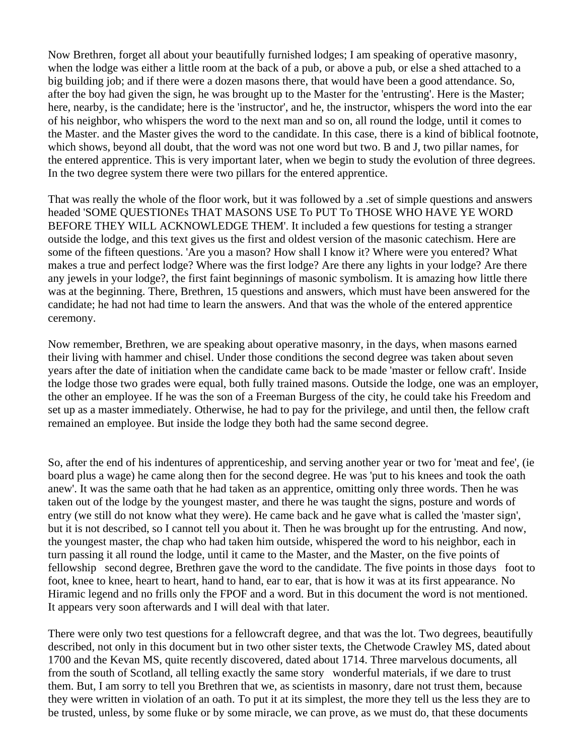Now Brethren, forget all about your beautifully furnished lodges; I am speaking of operative masonry, when the lodge was either a little room at the back of a pub, or above a pub, or else a shed attached to a big building job; and if there were a dozen masons there, that would have been a good attendance. So, after the boy had given the sign, he was brought up to the Master for the 'entrusting'. Here is the Master; here, nearby, is the candidate; here is the 'instructor', and he, the instructor, whispers the word into the ear of his neighbor, who whispers the word to the next man and so on, all round the lodge, until it comes to the Master. and the Master gives the word to the candidate. In this case, there is a kind of biblical footnote, which shows, beyond all doubt, that the word was not one word but two. B and J, two pillar names, for the entered apprentice. This is very important later, when we begin to study the evolution of three degrees. In the two degree system there were two pillars for the entered apprentice.

That was really the whole of the floor work, but it was followed by a .set of simple questions and answers headed 'SOME QUESTIONEs THAT MASONS USE To PUT To THOSE WHO HAVE YE WORD BEFORE THEY WILL ACKNOWLEDGE THEM'. It included a few questions for testing a stranger outside the lodge, and this text gives us the first and oldest version of the masonic catechism. Here are some of the fifteen questions. 'Are you a mason? How shall I know it? Where were you entered? What makes a true and perfect lodge? Where was the first lodge? Are there any lights in your lodge? Are there any jewels in your lodge?, the first faint beginnings of masonic symbolism. It is amazing how little there was at the beginning. There, Brethren, 15 questions and answers, which must have been answered for the candidate; he had not had time to learn the answers. And that was the whole of the entered apprentice ceremony.

Now remember, Brethren, we are speaking about operative masonry, in the days, when masons earned their living with hammer and chisel. Under those conditions the second degree was taken about seven years after the date of initiation when the candidate came back to be made 'master or fellow craft'. Inside the lodge those two grades were equal, both fully trained masons. Outside the lodge, one was an employer, the other an employee. If he was the son of a Freeman Burgess of the city, he could take his Freedom and set up as a master immediately. Otherwise, he had to pay for the privilege, and until then, the fellow craft remained an employee. But inside the lodge they both had the same second degree.

So, after the end of his indentures of apprenticeship, and serving another year or two for 'meat and fee', (ie board plus a wage) he came along then for the second degree. He was 'put to his knees and took the oath anew'. It was the same oath that he had taken as an apprentice, omitting only three words. Then he was taken out of the lodge by the youngest master, and there he was taught the signs, posture and words of entry (we still do not know what they were). He came back and he gave what is called the 'master sign', but it is not described, so I cannot tell you about it. Then he was brought up for the entrusting. And now, the youngest master, the chap who had taken him outside, whispered the word to his neighbor, each in turn passing it all round the lodge, until it came to the Master, and the Master, on the five points of fellowship second degree, Brethren gave the word to the candidate. The five points in those days foot to foot, knee to knee, heart to heart, hand to hand, ear to ear, that is how it was at its first appearance. No Hiramic legend and no frills only the FPOF and a word. But in this document the word is not mentioned. It appears very soon afterwards and I will deal with that later.

There were only two test questions for a fellowcraft degree, and that was the lot. Two degrees, beautifully described, not only in this document but in two other sister texts, the Chetwode Crawley MS, dated about 1700 and the Kevan MS, quite recently discovered, dated about 1714. Three marvelous documents, all from the south of Scotland, all telling exactly the same story wonderful materials, if we dare to trust them. But, I am sorry to tell you Brethren that we, as scientists in masonry, dare not trust them, because they were written in violation of an oath. To put it at its simplest, the more they tell us the less they are to be trusted, unless, by some fluke or by some miracle, we can prove, as we must do, that these documents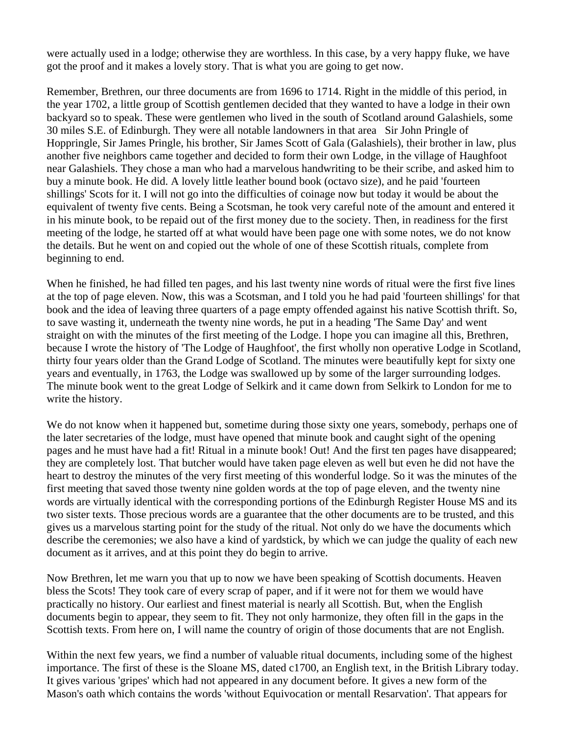were actually used in a lodge; otherwise they are worthless. In this case, by a very happy fluke, we have got the proof and it makes a lovely story. That is what you are going to get now.

Remember, Brethren, our three documents are from 1696 to 1714. Right in the middle of this period, in the year 1702, a little group of Scottish gentlemen decided that they wanted to have a lodge in their own backyard so to speak. These were gentlemen who lived in the south of Scotland around Galashiels, some 30 miles S.E. of Edinburgh. They were all notable landowners in that area  Sir John Pringle of Hoppringle, Sir James Pringle, his brother, Sir James Scott of Gala (Galashiels), their brother in law, plus another five neighbors came together and decided to form their own Lodge, in the village of Haughfoot near Galashiels. They chose a man who had a marvelous handwriting to be their scribe, and asked him to buy a minute book. He did. A lovely little leather bound book (octavo size), and he paid 'fourteen shillings' Scots for it. I will not go into the difficulties of coinage now but today it would be about the equivalent of twenty five cents. Being a Scotsman, he took very careful note of the amount and entered it in his minute book, to be repaid out of the first money due to the society. Then, in readiness for the first meeting of the lodge, he started off at what would have been page one with some notes, we do not know the details. But he went on and copied out the whole of one of these Scottish rituals, complete from beginning to end.

When he finished, he had filled ten pages, and his last twenty nine words of ritual were the first five lines at the top of page eleven. Now, this was a Scotsman, and I told you he had paid 'fourteen shillings' for that book and the idea of leaving three quarters of a page empty offended against his native Scottish thrift. So, to save wasting it, underneath the twenty nine words, he put in a heading 'The Same Day' and went straight on with the minutes of the first meeting of the Lodge. I hope you can imagine all this, Brethren, because I wrote the history of 'The Lodge of Haughfoot', the first wholly non operative Lodge in Scotland, thirty four years older than the Grand Lodge of Scotland. The minutes were beautifully kept for sixty one years and eventually, in 1763, the Lodge was swallowed up by some of the larger surrounding lodges. The minute book went to the great Lodge of Selkirk and it came down from Selkirk to London for me to write the history.

We do not know when it happened but, sometime during those sixty one years, somebody, perhaps one of the later secretaries of the lodge, must have opened that minute book and caught sight of the opening pages and he must have had a fit! Ritual in a minute book! Out! And the first ten pages have disappeared; they are completely lost. That butcher would have taken page eleven as well but even he did not have the heart to destroy the minutes of the very first meeting of this wonderful lodge. So it was the minutes of the first meeting that saved those twenty nine golden words at the top of page eleven, and the twenty nine words are virtually identical with the corresponding portions of the Edinburgh Register House MS and its two sister texts. Those precious words are a guarantee that the other documents are to be trusted, and this gives us a marvelous starting point for the study of the ritual. Not only do we have the documents which describe the ceremonies; we also have a kind of yardstick, by which we can judge the quality of each new document as it arrives, and at this point they do begin to arrive.

Now Brethren, let me warn you that up to now we have been speaking of Scottish documents. Heaven bless the Scots! They took care of every scrap of paper, and if it were not for them we would have practically no history. Our earliest and finest material is nearly all Scottish. But, when the English documents begin to appear, they seem to fit. They not only harmonize, they often fill in the gaps in the Scottish texts. From here on, I will name the country of origin of those documents that are not English.

Within the next few years, we find a number of valuable ritual documents, including some of the highest importance. The first of these is the Sloane MS, dated c1700, an English text, in the British Library today. It gives various 'gripes' which had not appeared in any document before. It gives a new form of the Mason's oath which contains the words 'without Equivocation or mentall Resarvation'. That appears for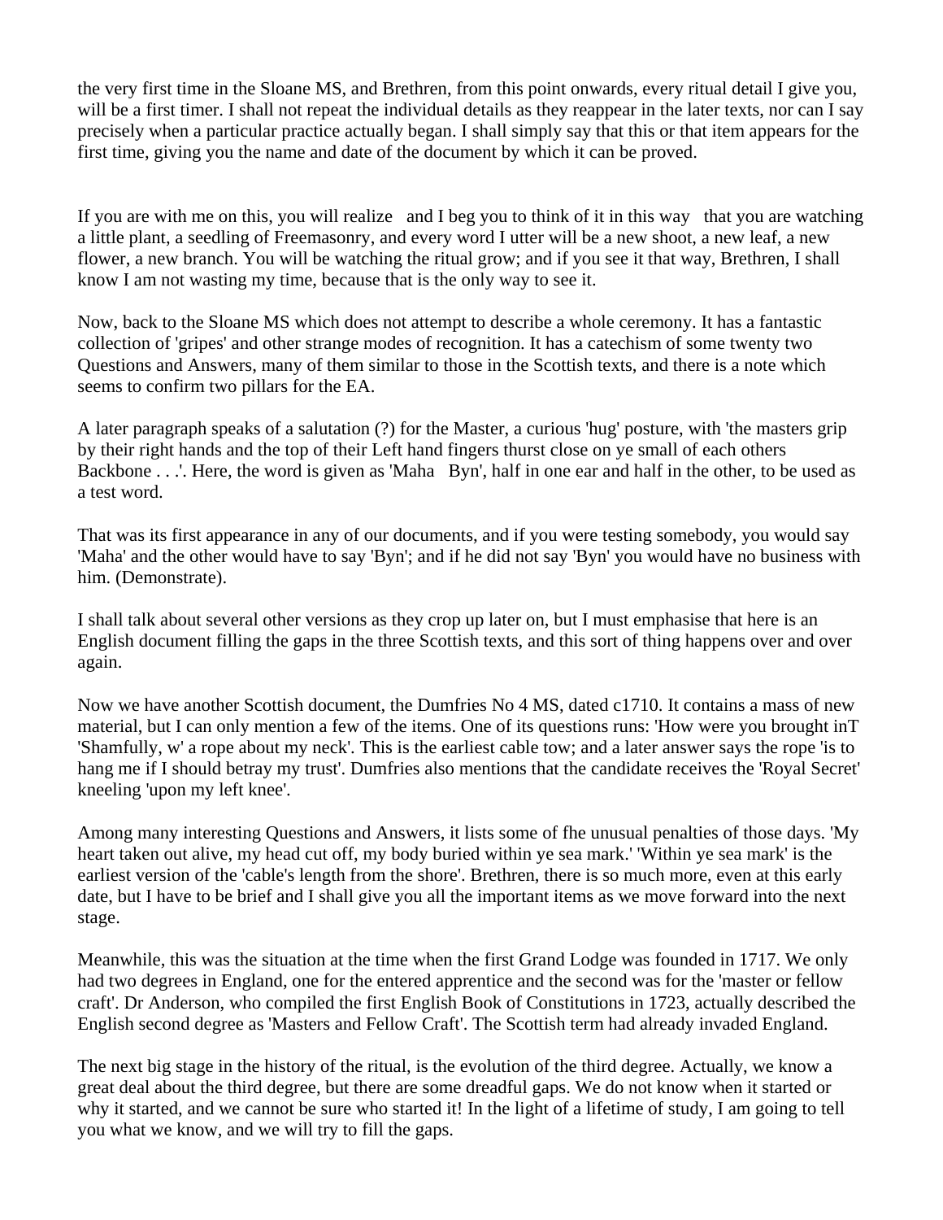the very first time in the Sloane MS, and Brethren, from this point onwards, every ritual detail I give you, will be a first timer. I shall not repeat the individual details as they reappear in the later texts, nor can I say precisely when a particular practice actually began. I shall simply say that this or that item appears for the first time, giving you the name and date of the document by which it can be proved.

If you are with me on this, you will realize and I beg you to think of it in this way that you are watching a little plant, a seedling of Freemasonry, and every word I utter will be a new shoot, a new leaf, a new flower, a new branch. You will be watching the ritual grow; and if you see it that way, Brethren, I shall know I am not wasting my time, because that is the only way to see it.

Now, back to the Sloane MS which does not attempt to describe a whole ceremony. It has a fantastic collection of 'gripes' and other strange modes of recognition. It has a catechism of some twenty two Questions and Answers, many of them similar to those in the Scottish texts, and there is a note which seems to confirm two pillars for the EA.

A later paragraph speaks of a salutation (?) for the Master, a curious 'hug' posture, with 'the masters grip by their right hands and the top of their Left hand fingers thurst close on ye small of each others Backbone . . .'. Here, the word is given as 'Maha Byn', half in one ear and half in the other, to be used as a test word.

That was its first appearance in any of our documents, and if you were testing somebody, you would say 'Maha' and the other would have to say 'Byn'; and if he did not say 'Byn' you would have no business with him. (Demonstrate).

I shall talk about several other versions as they crop up later on, but I must emphasise that here is an English document filling the gaps in the three Scottish texts, and this sort of thing happens over and over again.

Now we have another Scottish document, the Dumfries No 4 MS, dated c1710. It contains a mass of new material, but I can only mention a few of the items. One of its questions runs: 'How were you brought inT 'Shamfully, w' a rope about my neck'. This is the earliest cable tow; and a later answer says the rope 'is to hang me if I should betray my trust'. Dumfries also mentions that the candidate receives the 'Royal Secret' kneeling 'upon my left knee'.

Among many interesting Questions and Answers, it lists some of fhe unusual penalties of those days. 'My heart taken out alive, my head cut off, my body buried within ye sea mark.' 'Within ye sea mark' is the earliest version of the 'cable's length from the shore'. Brethren, there is so much more, even at this early date, but I have to be brief and I shall give you all the important items as we move forward into the next stage.

Meanwhile, this was the situation at the time when the first Grand Lodge was founded in 1717. We only had two degrees in England, one for the entered apprentice and the second was for the 'master or fellow craft'. Dr Anderson, who compiled the first English Book of Constitutions in 1723, actually described the English second degree as 'Masters and Fellow Craft'. The Scottish term had already invaded England.

The next big stage in the history of the ritual, is the evolution of the third degree. Actually, we know a great deal about the third degree, but there are some dreadful gaps. We do not know when it started or why it started, and we cannot be sure who started it! In the light of a lifetime of study, I am going to tell you what we know, and we will try to fill the gaps.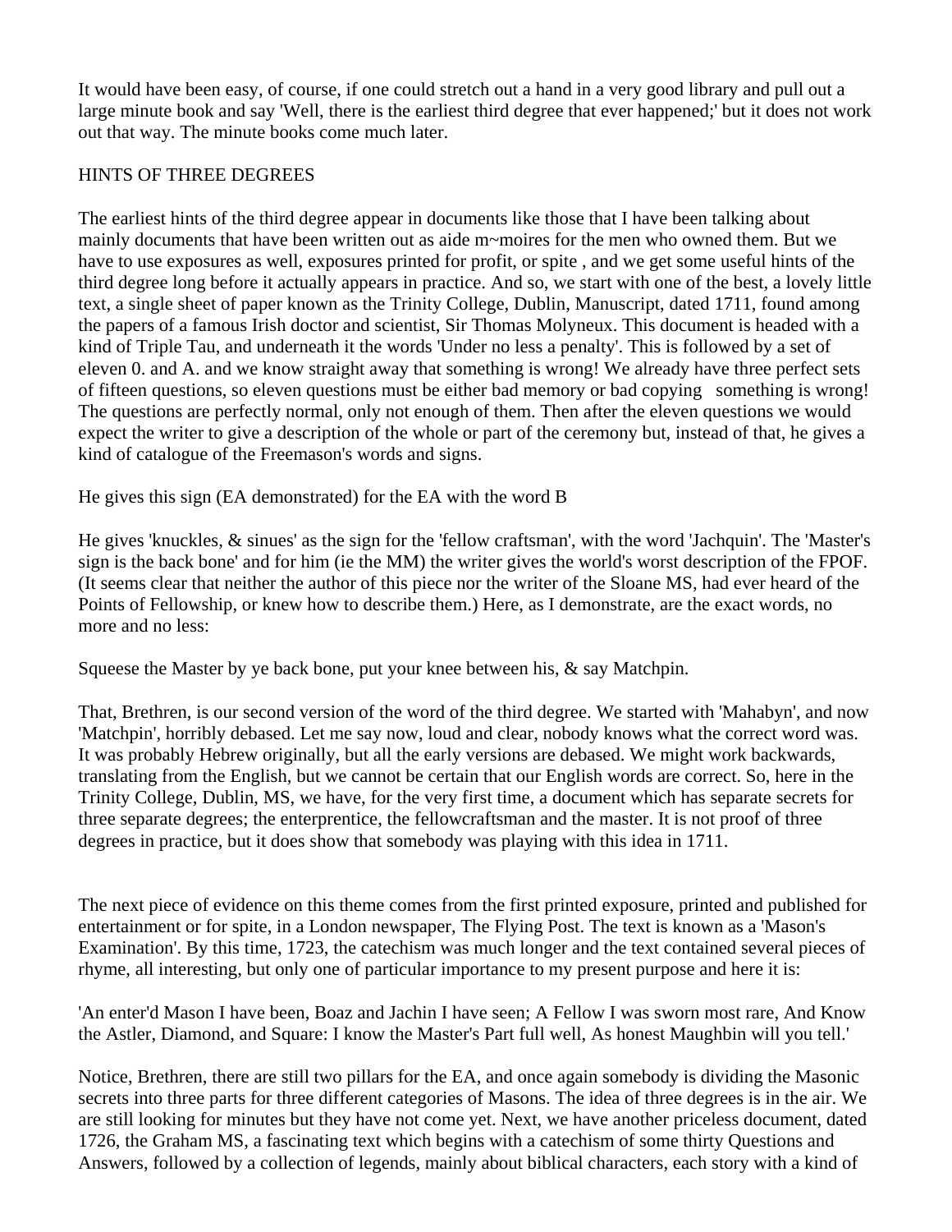It would have been easy, of course, if one could stretch out a hand in a very good library and pull out a large minute book and say 'Well, there is the earliest third degree that ever happened;' but it does not work out that way. The minute books come much later.

## HINTS OF THREE DEGREES

The earliest hints of the third degree appear in documents like those that I have been talking about mainly documents that have been written out as aide m~moires for the men who owned them. But we have to use exposures as well, exposures printed for profit, or spite , and we get some useful hints of the third degree long before it actually appears in practice. And so, we start with one of the best, a lovely little text, a single sheet of paper known as the Trinity College, Dublin, Manuscript, dated 1711, found among the papers of a famous Irish doctor and scientist, Sir Thomas Molyneux. This document is headed with a kind of Triple Tau, and underneath it the words 'Under no less a penalty'. This is followed by a set of eleven 0. and A. and we know straight away that something is wrong! We already have three perfect sets of fifteen questions, so eleven questions must be either bad memory or bad copying something is wrong! The questions are perfectly normal, only not enough of them. Then after the eleven questions we would expect the writer to give a description of the whole or part of the ceremony but, instead of that, he gives a kind of catalogue of the Freemason's words and signs.

He gives this sign (EA demonstrated) for the EA with the word B

He gives 'knuckles, & sinues' as the sign for the 'fellow craftsman', with the word 'Jachquin'. The 'Master's sign is the back bone' and for him (ie the MM) the writer gives the world's worst description of the FPOF. (It seems clear that neither the author of this piece nor the writer of the Sloane MS, had ever heard of the Points of Fellowship, or knew how to describe them.) Here, as I demonstrate, are the exact words, no more and no less:

Squeese the Master by ye back bone, put your knee between his, & say Matchpin.

That, Brethren, is our second version of the word of the third degree. We started with 'Mahabyn', and now 'Matchpin', horribly debased. Let me say now, loud and clear, nobody knows what the correct word was. It was probably Hebrew originally, but all the early versions are debased. We might work backwards, translating from the English, but we cannot be certain that our English words are correct. So, here in the Trinity College, Dublin, MS, we have, for the very first time, a document which has separate secrets for three separate degrees; the enterprentice, the fellowcraftsman and the master. It is not proof of three degrees in practice, but it does show that somebody was playing with this idea in 1711.

The next piece of evidence on this theme comes from the first printed exposure, printed and published for entertainment or for spite, in a London newspaper, The Flying Post. The text is known as a 'Mason's Examination'. By this time, 1723, the catechism was much longer and the text contained several pieces of rhyme, all interesting, but only one of particular importance to my present purpose and here it is:

'An enter'd Mason I have been, Boaz and Jachin I have seen; A Fellow I was sworn most rare, And Know the Astler, Diamond, and Square: I know the Master's Part full well, As honest Maughbin will you tell.'

Notice, Brethren, there are still two pillars for the EA, and once again somebody is dividing the Masonic secrets into three parts for three different categories of Masons. The idea of three degrees is in the air. We are still looking for minutes but they have not come yet. Next, we have another priceless document, dated 1726, the Graham MS, a fascinating text which begins with a catechism of some thirty Questions and Answers, followed by a collection of legends, mainly about biblical characters, each story with a kind of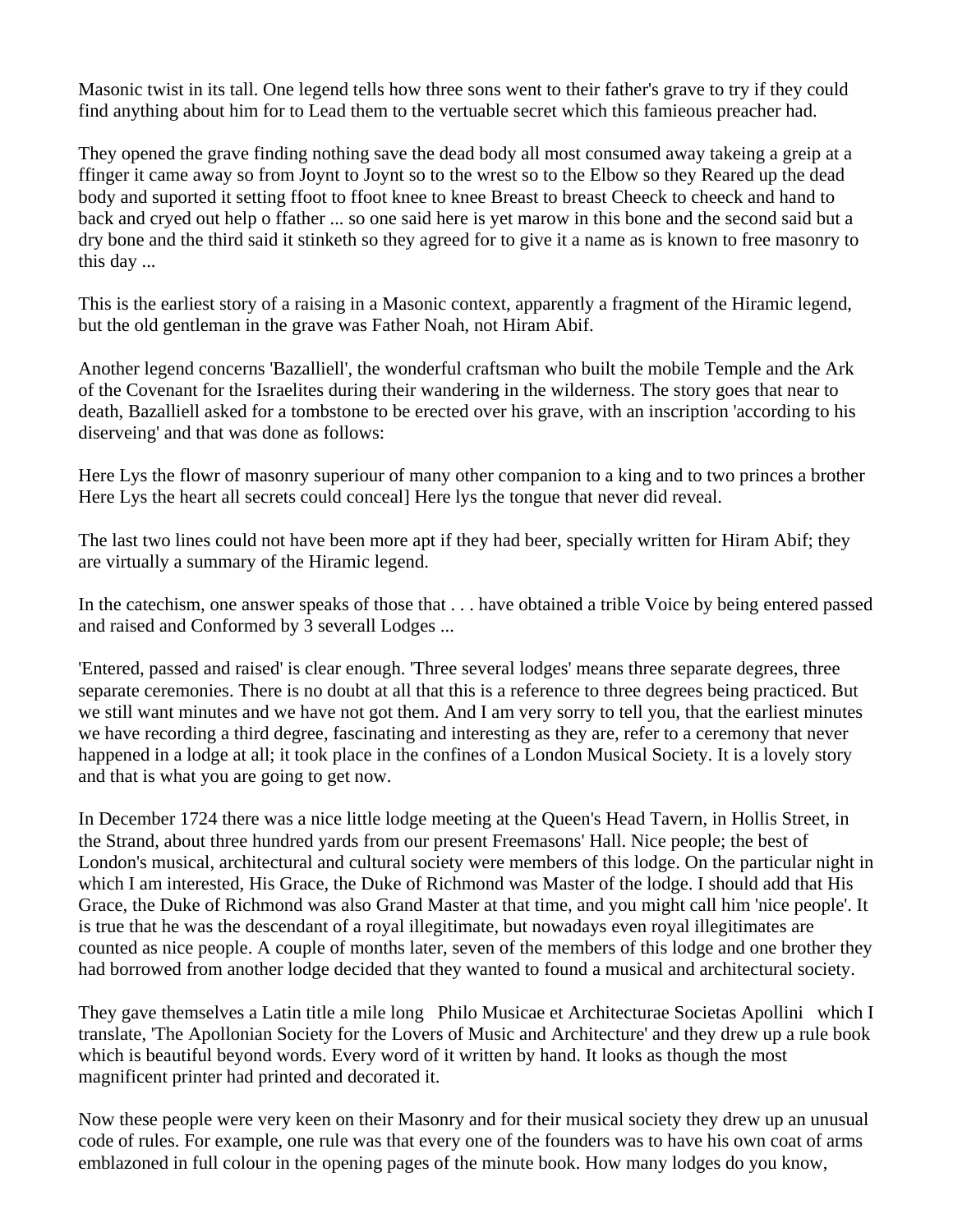Masonic twist in its tall. One legend tells how three sons went to their father's grave to try if they could find anything about him for to Lead them to the vertuable secret which this famieous preacher had.

They opened the grave finding nothing save the dead body all most consumed away takeing a greip at a ffinger it came away so from Joynt to Joynt so to the wrest so to the Elbow so they Reared up the dead body and suported it setting ffoot to ffoot knee to knee Breast to breast Cheeck to cheeck and hand to back and cryed out help o ffather ... so one said here is yet marow in this bone and the second said but a dry bone and the third said it stinketh so they agreed for to give it a name as is known to free masonry to this day ...

This is the earliest story of a raising in a Masonic context, apparently a fragment of the Hiramic legend, but the old gentleman in the grave was Father Noah, not Hiram Abif.

Another legend concerns 'Bazalliell', the wonderful craftsman who built the mobile Temple and the Ark of the Covenant for the Israelites during their wandering in the wilderness. The story goes that near to death, Bazalliell asked for a tombstone to be erected over his grave, with an inscription 'according to his diserveing' and that was done as follows:

Here Lys the flowr of masonry superiour of many other companion to a king and to two princes a brother Here Lys the heart all secrets could conceal] Here lys the tongue that never did reveal.

The last two lines could not have been more apt if they had beer, specially written for Hiram Abif; they are virtually a summary of the Hiramic legend.

In the catechism, one answer speaks of those that . . . have obtained a trible Voice by being entered passed and raised and Conformed by 3 severall Lodges ...

'Entered, passed and raised' is clear enough. 'Three several lodges' means three separate degrees, three separate ceremonies. There is no doubt at all that this is a reference to three degrees being practiced. But we still want minutes and we have not got them. And I am very sorry to tell you, that the earliest minutes we have recording a third degree, fascinating and interesting as they are, refer to a ceremony that never happened in a lodge at all; it took place in the confines of a London Musical Society. It is a lovely story and that is what you are going to get now.

In December 1724 there was a nice little lodge meeting at the Queen's Head Tavern, in Hollis Street, in the Strand, about three hundred yards from our present Freemasons' Hall. Nice people; the best of London's musical, architectural and cultural society were members of this lodge. On the particular night in which I am interested, His Grace, the Duke of Richmond was Master of the lodge. I should add that His Grace, the Duke of Richmond was also Grand Master at that time, and you might call him 'nice people'. It is true that he was the descendant of a royal illegitimate, but nowadays even royal illegitimates are counted as nice people. A couple of months later, seven of the members of this lodge and one brother they had borrowed from another lodge decided that they wanted to found a musical and architectural society.

They gave themselves a Latin title a mile long Philo Musicae et Architecturae Societas Apollini which I translate, 'The Apollonian Society for the Lovers of Music and Architecture' and they drew up a rule book which is beautiful beyond words. Every word of it written by hand. It looks as though the most magnificent printer had printed and decorated it.

Now these people were very keen on their Masonry and for their musical society they drew up an unusual code of rules. For example, one rule was that every one of the founders was to have his own coat of arms emblazoned in full colour in the opening pages of the minute book. How many lodges do you know,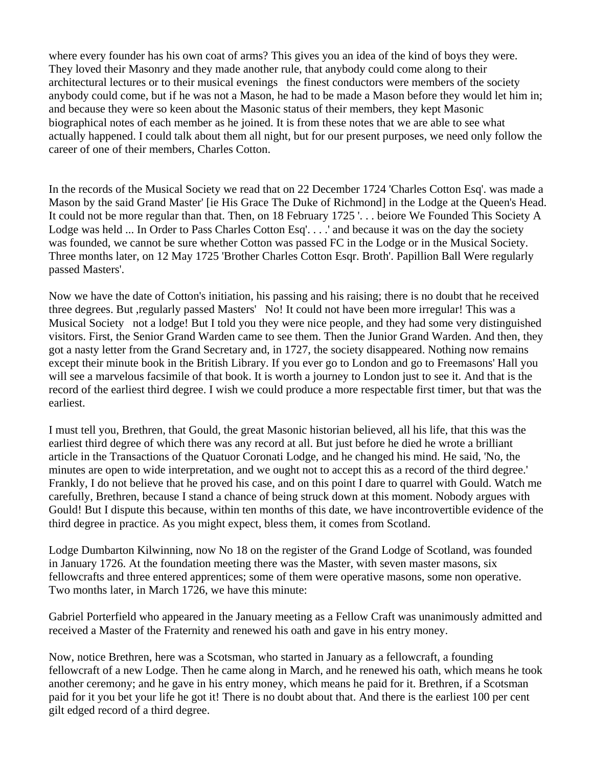where every founder has his own coat of arms? This gives you an idea of the kind of boys they were. They loved their Masonry and they made another rule, that anybody could come along to their architectural lectures or to their musical evenings   the finest conductors were members of the society anybody could come, but if he was not a Mason, he had to be made a Mason before they would let him in; and because they were so keen about the Masonic status of their members, they kept Masonic biographical notes of each member as he joined. It is from these notes that we are able to see what actually happened. I could talk about them all night, but for our present purposes, we need only follow the career of one of their members, Charles Cotton.

In the records of the Musical Society we read that on 22 December 1724 'Charles Cotton Esq'. was made a Mason by the said Grand Master' [ie His Grace The Duke of Richmond] in the Lodge at the Queen's Head. It could not be more regular than that. Then, on 18 February 1725 '. . . beiore We Founded This Society A Lodge was held ... In Order to Pass Charles Cotton Esq'. . . .' and because it was on the day the society was founded, we cannot be sure whether Cotton was passed FC in the Lodge or in the Musical Society. Three months later, on 12 May 1725 'Brother Charles Cotton Esqr. Broth'. Papillion Ball Were regularly passed Masters'.

Now we have the date of Cotton's initiation, his passing and his raising; there is no doubt that he received three degrees. But ,regularly passed Masters'   No! It could not have been more irregular! This was a Musical Society   not a lodge! But I told you they were nice people, and they had some very distinguished visitors. First, the Senior Grand Warden came to see them. Then the Junior Grand Warden. And then, they got a nasty letter from the Grand Secretary and, in 1727, the society disappeared. Nothing now remains except their minute book in the British Library. If you ever go to London and go to Freemasons' Hall you will see a marvelous facsimile of that book. It is worth a journey to London just to see it. And that is the record of the earliest third degree. I wish we could produce a more respectable first timer, but that was the earliest.

I must tell you, Brethren, that Gould, the great Masonic historian believed, all his life, that this was the earliest third degree of which there was any record at all. But just before he died he wrote a brilliant article in the Transactions of the Quatuor Coronati Lodge, and he changed his mind. He said, 'No, the minutes are open to wide interpretation, and we ought not to accept this as a record of the third degree.' Frankly, I do not believe that he proved his case, and on this point I dare to quarrel with Gould. Watch me carefully, Brethren, because I stand a chance of being struck down at this moment. Nobody argues with Gould! But I dispute this because, within ten months of this date, we have incontrovertible evidence of the third degree in practice. As you might expect, bless them, it comes from Scotland.

Lodge Dumbarton Kilwinning, now No 18 on the register of the Grand Lodge of Scotland, was founded in January 1726. At the foundation meeting there was the Master, with seven master masons, six fellowcrafts and three entered apprentices; some of them were operative masons, some non operative. Two months later, in March 1726, we have this minute:

Gabriel Porterfield who appeared in the January meeting as a Fellow Craft was unanimously admitted and received a Master of the Fraternity and renewed his oath and gave in his entry money.

Now, notice Brethren, here was a Scotsman, who started in January as a fellowcraft, a founding fellowcraft of a new Lodge. Then he came along in March, and he renewed his oath, which means he took another ceremony; and he gave in his entry money, which means he paid for it. Brethren, if a Scotsman paid for it you bet your life he got it! There is no doubt about that. And there is the earliest 100 per cent gilt edged record of a third degree.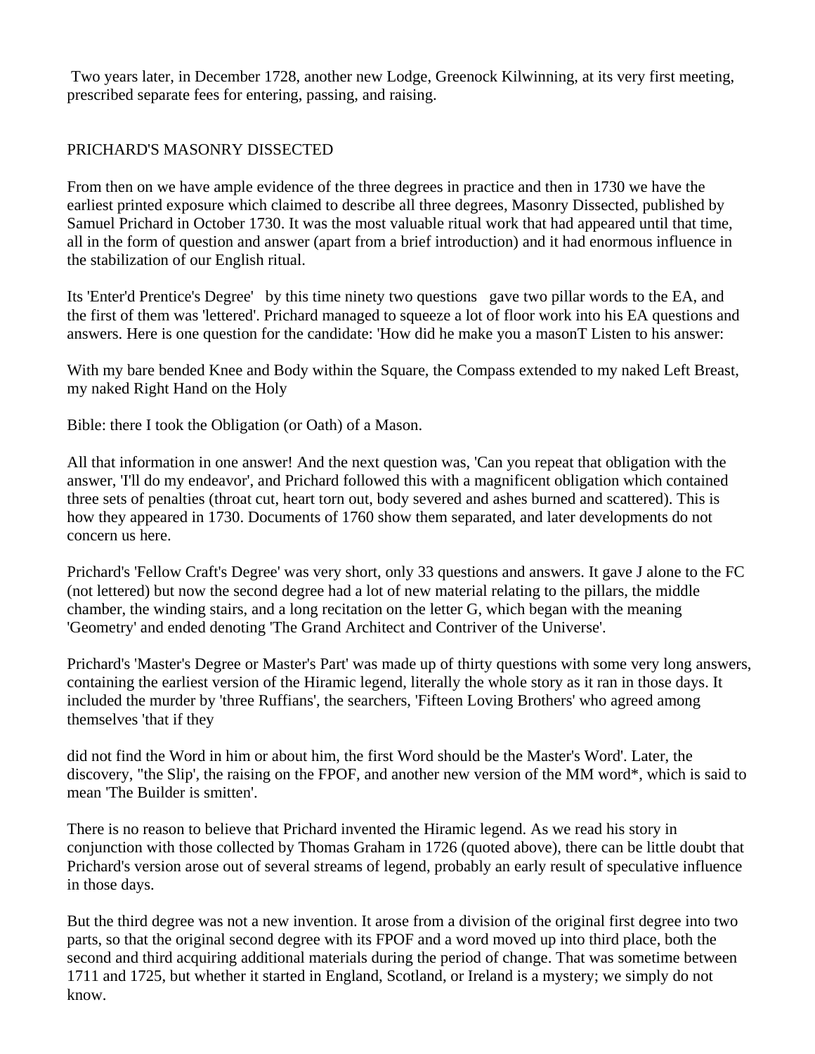Two years later, in December 1728, another new Lodge, Greenock Kilwinning, at its very first meeting, prescribed separate fees for entering, passing, and raising.

## PRICHARD'S MASONRY DISSECTED

From then on we have ample evidence of the three degrees in practice and then in 1730 we have the earliest printed exposure which claimed to describe all three degrees, Masonry Dissected, published by Samuel Prichard in October 1730. It was the most valuable ritual work that had appeared until that time, all in the form of question and answer (apart from a brief introduction) and it had enormous influence in the stabilization of our English ritual.

Its 'Enter'd Prentice's Degree'   by this time ninety two questions   gave two pillar words to the EA, and the first of them was 'lettered'. Prichard managed to squeeze a lot of floor work into his EA questions and answers. Here is one question for the candidate: 'How did he make you a masonT Listen to his answer:

With my bare bended Knee and Body within the Square, the Compass extended to my naked Left Breast, my naked Right Hand on the Holy

Bible: there I took the Obligation (or Oath) of a Mason.

All that information in one answer! And the next question was, 'Can you repeat that obligation with the answer, 'I'll do my endeavor', and Prichard followed this with a magnificent obligation which contained three sets of penalties (throat cut, heart torn out, body severed and ashes burned and scattered). This is how they appeared in 1730. Documents of 1760 show them separated, and later developments do not concern us here.

Prichard's 'Fellow Craft's Degree' was very short, only 33 questions and answers. It gave J alone to the FC (not lettered) but now the second degree had a lot of new material relating to the pillars, the middle chamber, the winding stairs, and a long recitation on the letter G, which began with the meaning 'Geometry' and ended denoting 'The Grand Architect and Contriver of the Universe'.

Prichard's 'Master's Degree or Master's Part' was made up of thirty questions with some very long answers, containing the earliest version of the Hiramic legend, literally the whole story as it ran in those days. It included the murder by 'three Ruffians', the searchers, 'Fifteen Loving Brothers' who agreed among themselves 'that if they

did not find the Word in him or about him, the first Word should be the Master's Word'. Later, the discovery, "the Slip', the raising on the FPOF, and another new version of the MM word*, which is said to mean 'The Builder is smitten'.

There is no reason to believe that Prichard invented the Hiramic legend. As we read his story in conjunction with those collected by Thomas Graham in 1726 (quoted above), there can be little doubt that Prichard's version arose out of several streams of legend, probably an early result of speculative influence in those days.

But the third degree was not a new invention. It arose from a division of the original first degree into two parts, so that the original second degree with its FPOF and a word moved up into third place, both the second and third acquiring additional materials during the period of change. That was sometime between 1711 and 1725, but whether it started in England, Scotland, or Ireland is a mystery; we simply do not know.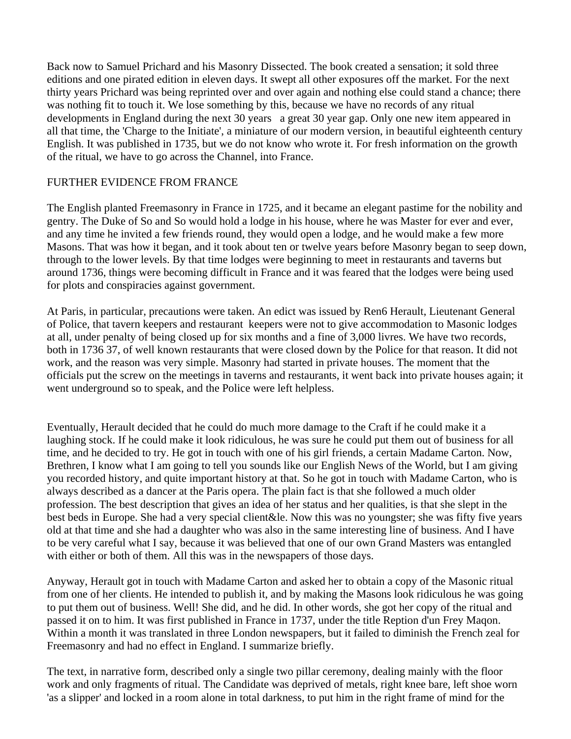Back now to Samuel Prichard and his Masonry Dissected. The book created a sensation; it sold three editions and one pirated edition in eleven days. It swept all other exposures off the market. For the next thirty years Prichard was being reprinted over and over again and nothing else could stand a chance; there was nothing fit to touch it. We lose something by this, because we have no records of any ritual developments in England during the next 30 years a great 30 year gap. Only one new item appeared in all that time, the 'Charge to the Initiate', a miniature of our modern version, in beautiful eighteenth century English. It was published in 1735, but we do not know who wrote it. For fresh information on the growth of the ritual, we have to go across the Channel, into France.

## FURTHER EVIDENCE FROM FRANCE

The English planted Freemasonry in France in 1725, and it became an elegant pastime for the nobility and gentry. The Duke of So and So would hold a lodge in his house, where he was Master for ever and ever, and any time he invited a few friends round, they would open a lodge, and he would make a few more Masons. That was how it began, and it took about ten or twelve years before Masonry began to seep down, through to the lower levels. By that time lodges were beginning to meet in restaurants and taverns but around 1736, things were becoming difficult in France and it was feared that the lodges were being used for plots and conspiracies against government.

At Paris, in particular, precautions were taken. An edict was issued by Ren6 Herault, Lieutenant General of Police, that tavern keepers and restaurant keepers were not to give accommodation to Masonic lodges at all, under penalty of being closed up for six months and a fine of 3,000 livres. We have two records, both in 1736 37, of well known restaurants that were closed down by the Police for that reason. It did not work, and the reason was very simple. Masonry had started in private houses. The moment that the officials put the screw on the meetings in taverns and restaurants, it went back into private houses again; it went underground so to speak, and the Police were left helpless.

Eventually, Herault decided that he could do much more damage to the Craft if he could make it a laughing stock. If he could make it look ridiculous, he was sure he could put them out of business for all time, and he decided to try. He got in touch with one of his girl friends, a certain Madame Carton. Now, Brethren, I know what I am going to tell you sounds like our English News of the World, but I am giving you recorded history, and quite important history at that. So he got in touch with Madame Carton, who is always described as a dancer at the Paris opera. The plain fact is that she followed a much older profession. The best description that gives an idea of her status and her qualities, is that she slept in the best beds in Europe. She had a very special client&le. Now this was no youngster; she was fifty five years old at that time and she had a daughter who was also in the same interesting line of business. And I have to be very careful what I say, because it was believed that one of our own Grand Masters was entangled with either or both of them. All this was in the newspapers of those days.

Anyway, Herault got in touch with Madame Carton and asked her to obtain a copy of the Masonic ritual from one of her clients. He intended to publish it, and by making the Masons look ridiculous he was going to put them out of business. Well! She did, and he did. In other words, she got her copy of the ritual and passed it on to him. It was first published in France in 1737, under the title Reption d'un Frey Maqon. Within a month it was translated in three London newspapers, but it failed to diminish the French zeal for Freemasonry and had no effect in England. I summarize briefly.

The text, in narrative form, described only a single two pillar ceremony, dealing mainly with the floor work and only fragments of ritual. The Candidate was deprived of metals, right knee bare, left shoe worn 'as a slipper' and locked in a room alone in total darkness, to put him in the right frame of mind for the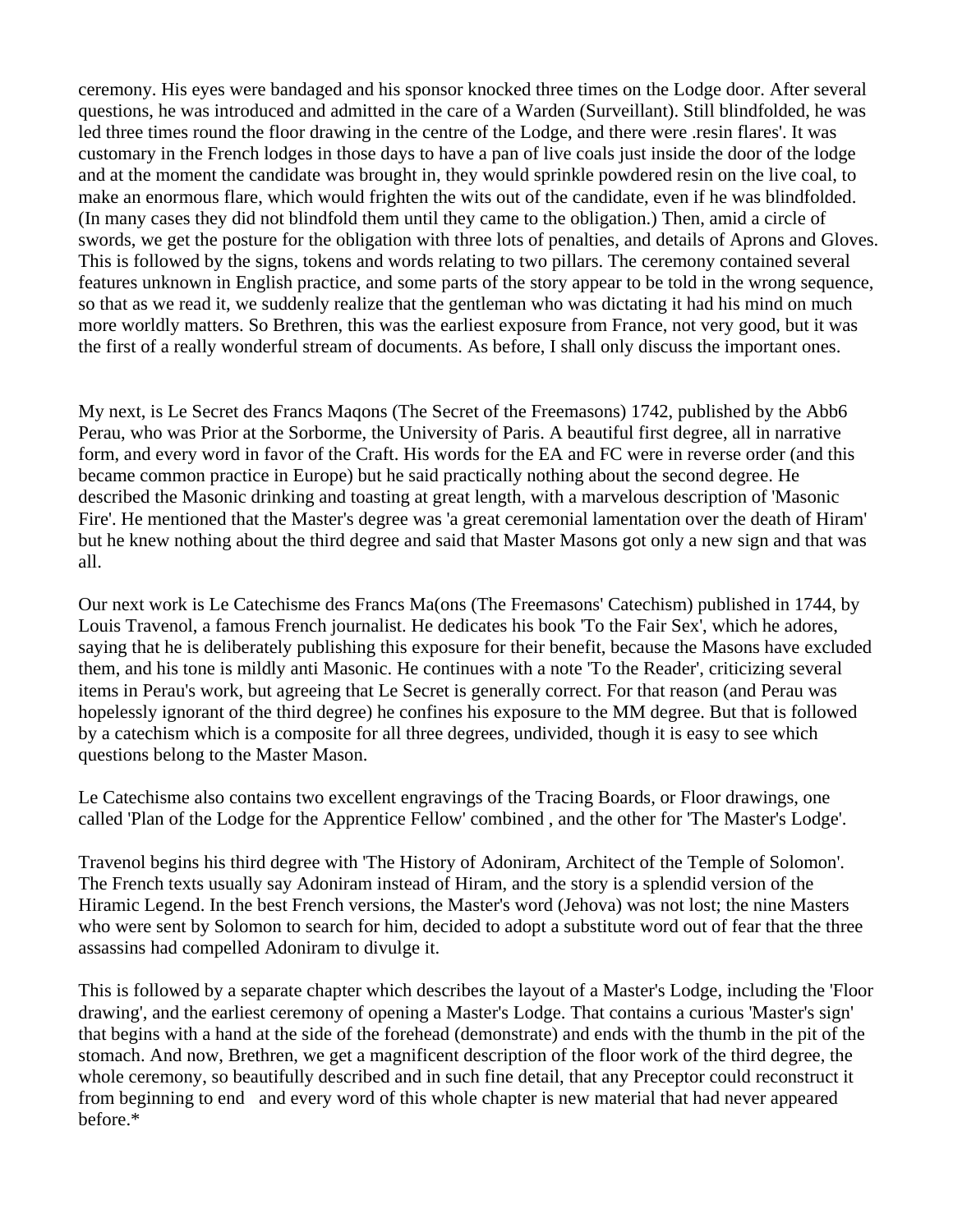ceremony. His eyes were bandaged and his sponsor knocked three times on the Lodge door. After several questions, he was introduced and admitted in the care of a Warden (Surveillant). Still blindfolded, he was led three times round the floor drawing in the centre of the Lodge, and there were .resin flares'. It was customary in the French lodges in those days to have a pan of live coals just inside the door of the lodge and at the moment the candidate was brought in, they would sprinkle powdered resin on the live coal, to make an enormous flare, which would frighten the wits out of the candidate, even if he was blindfolded. (In many cases they did not blindfold them until they came to the obligation.) Then, amid a circle of swords, we get the posture for the obligation with three lots of penalties, and details of Aprons and Gloves. This is followed by the signs, tokens and words relating to two pillars. The ceremony contained several features unknown in English practice, and some parts of the story appear to be told in the wrong sequence, so that as we read it, we suddenly realize that the gentleman who was dictating it had his mind on much more worldly matters. So Brethren, this was the earliest exposure from France, not very good, but it was the first of a really wonderful stream of documents. As before, I shall only discuss the important ones.

My next, is Le Secret des Francs Maqons (The Secret of the Freemasons) 1742, published by the Abb6 Perau, who was Prior at the Sorborme, the University of Paris. A beautiful first degree, all in narrative form, and every word in favor of the Craft. His words for the EA and FC were in reverse order (and this became common practice in Europe) but he said practically nothing about the second degree. He described the Masonic drinking and toasting at great length, with a marvelous description of 'Masonic Fire'. He mentioned that the Master's degree was 'a great ceremonial lamentation over the death of Hiram' but he knew nothing about the third degree and said that Master Masons got only a new sign and that was all.

Our next work is Le Catechisme des Francs Ma(ons (The Freemasons' Catechism) published in 1744, by Louis Travenol, a famous French journalist. He dedicates his book 'To the Fair Sex', which he adores, saying that he is deliberately publishing this exposure for their benefit, because the Masons have excluded them, and his tone is mildly anti Masonic. He continues with a note 'To the Reader', criticizing several items in Perau's work, but agreeing that Le Secret is generally correct. For that reason (and Perau was hopelessly ignorant of the third degree) he confines his exposure to the MM degree. But that is followed by a catechism which is a composite for all three degrees, undivided, though it is easy to see which questions belong to the Master Mason.

Le Catechisme also contains two excellent engravings of the Tracing Boards, or Floor drawings, one called 'Plan of the Lodge for the Apprentice Fellow' combined , and the other for 'The Master's Lodge'.

Travenol begins his third degree with 'The History of Adoniram, Architect of the Temple of Solomon'. The French texts usually say Adoniram instead of Hiram, and the story is a splendid version of the Hiramic Legend. In the best French versions, the Master's word (Jehova) was not lost; the nine Masters who were sent by Solomon to search for him, decided to adopt a substitute word out of fear that the three assassins had compelled Adoniram to divulge it.

This is followed by a separate chapter which describes the layout of a Master's Lodge, including the 'Floor drawing', and the earliest ceremony of opening a Master's Lodge. That contains a curious 'Master's sign' that begins with a hand at the side of the forehead (demonstrate) and ends with the thumb in the pit of the stomach. And now, Brethren, we get a magnificent description of the floor work of the third degree, the whole ceremony, so beautifully described and in such fine detail, that any Preceptor could reconstruct it from beginning to end and every word of this whole chapter is new material that had never appeared before.*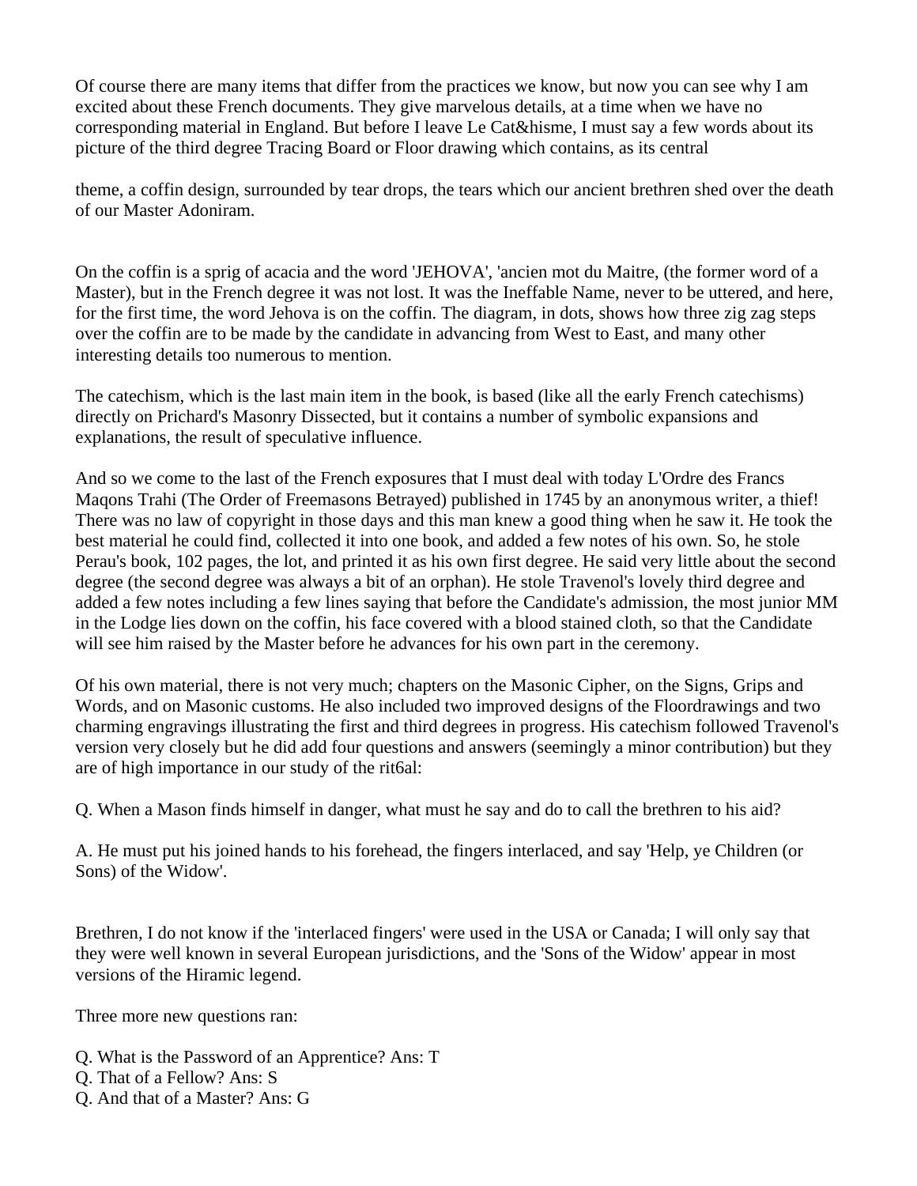Of course there are many items that differ from the practices we know, but now you can see why I am excited about these French documents. They give marvelous details, at a time when we have no corresponding material in England. But before I leave Le Cat&hisme, I must say a few words about its picture of the third degree Tracing Board or Floor drawing which contains, as its central

theme, a coffin design, surrounded by tear drops, the tears which our ancient brethren shed over the death of our Master Adoniram.

On the coffin is a sprig of acacia and the word 'JEHOVA', 'ancien mot du Maitre, (the former word of a Master), but in the French degree it was not lost. It was the Ineffable Name, never to be uttered, and here, for the first time, the word Jehova is on the coffin. The diagram, in dots, shows how three zig zag steps over the coffin are to be made by the candidate in advancing from West to East, and many other interesting details too numerous to mention.

The catechism, which is the last main item in the book, is based (like all the early French catechisms) directly on Prichard's Masonry Dissected, but it contains a number of symbolic expansions and explanations, the result of speculative influence.

And so we come to the last of the French exposures that I must deal with today L'Ordre des Francs Maqons Trahi (The Order of Freemasons Betrayed) published in 1745 by an anonymous writer, a thief! There was no law of copyright in those days and this man knew a good thing when he saw it. He took the best material he could find, collected it into one book, and added a few notes of his own. So, he stole Perau's book, 102 pages, the lot, and printed it as his own first degree. He said very little about the second degree (the second degree was always a bit of an orphan). He stole Travenol's lovely third degree and added a few notes including a few lines saying that before the Candidate's admission, the most junior MM in the Lodge lies down on the coffin, his face covered with a blood stained cloth, so that the Candidate will see him raised by the Master before he advances for his own part in the ceremony.

Of his own material, there is not very much; chapters on the Masonic Cipher, on the Signs, Grips and Words, and on Masonic customs. He also included two improved designs of the Floordrawings and two charming engravings illustrating the first and third degrees in progress. His catechism followed Travenol's version very closely but he did add four questions and answers (seemingly a minor contribution) but they are of high importance in our study of the rit6al:

Q. When a Mason finds himself in danger, what must he say and do to call the brethren to his aid?

A. He must put his joined hands to his forehead, the fingers interlaced, and say 'Help, ye Children (or Sons) of the Widow'.

Brethren, I do not know if the 'interlaced fingers' were used in the USA or Canada; I will only say that they were well known in several European jurisdictions, and the 'Sons of the Widow' appear in most versions of the Hiramic legend.

Three more new questions ran:

Q. What is the Password of an Apprentice? Ans: T  
Q. That of a Fellow? Ans: S  
Q. And that of a Master? Ans: G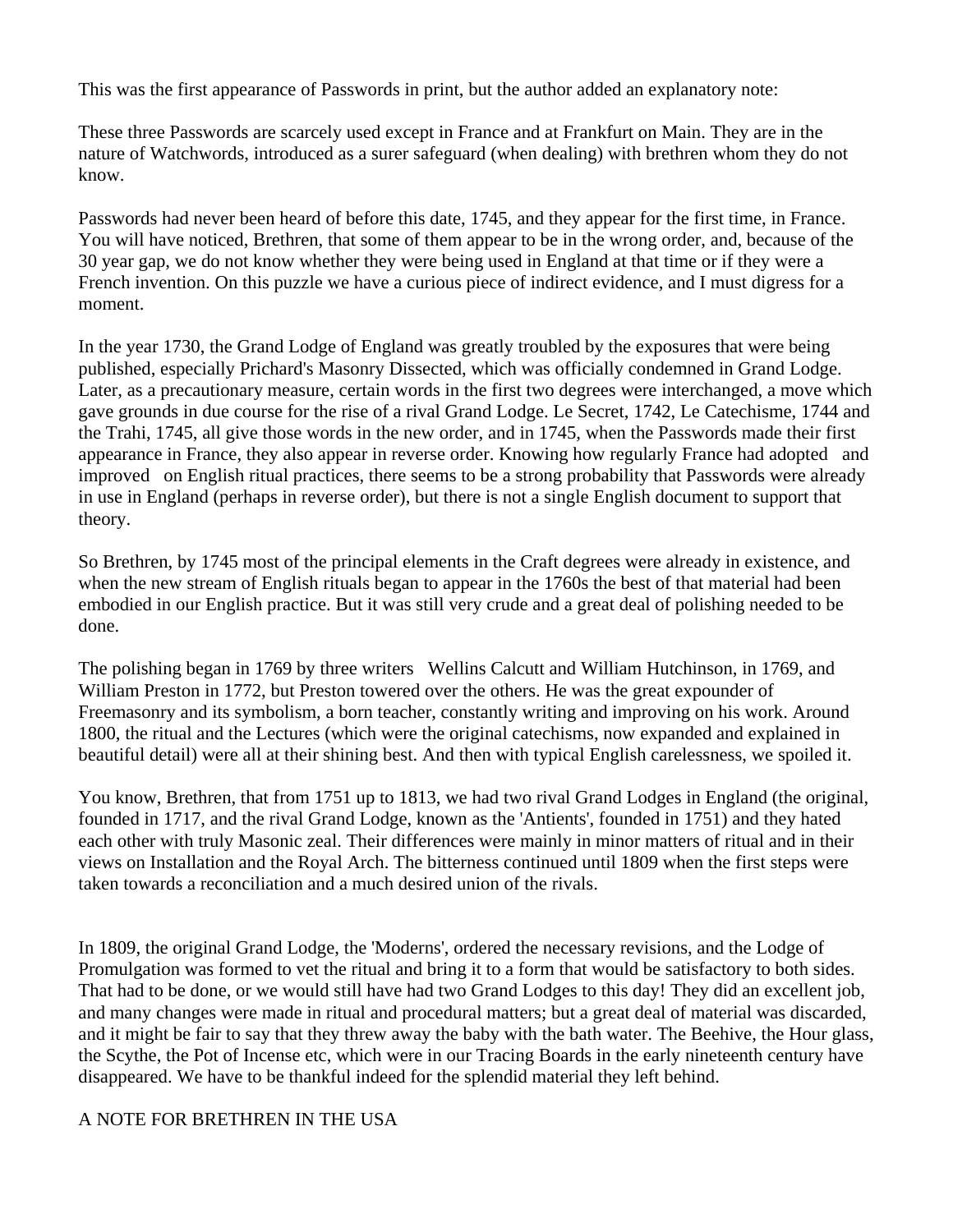This was the first appearance of Passwords in print, but the author added an explanatory note:

These three Passwords are scarcely used except in France and at Frankfurt on Main. They are in the nature of Watchwords, introduced as a surer safeguard (when dealing) with brethren whom they do not know.

Passwords had never been heard of before this date, 1745, and they appear for the first time, in France. You will have noticed, Brethren, that some of them appear to be in the wrong order, and, because of the 30 year gap, we do not know whether they were being used in England at that time or if they were a French invention. On this puzzle we have a curious piece of indirect evidence, and I must digress for a moment.

In the year 1730, the Grand Lodge of England was greatly troubled by the exposures that were being published, especially Prichard's Masonry Dissected, which was officially condemned in Grand Lodge. Later, as a precautionary measure, certain words in the first two degrees were interchanged, a move which gave grounds in due course for the rise of a rival Grand Lodge. Le Secret, 1742, Le Catechisme, 1744 and the Trahi, 1745, all give those words in the new order, and in 1745, when the Passwords made their first appearance in France, they also appear in reverse order. Knowing how regularly France had adopted and improved on English ritual practices, there seems to be a strong probability that Passwords were already in use in England (perhaps in reverse order), but there is not a single English document to support that theory.

So Brethren, by 1745 most of the principal elements in the Craft degrees were already in existence, and when the new stream of English rituals began to appear in the 1760s the best of that material had been embodied in our English practice. But it was still very crude and a great deal of polishing needed to be done.

The polishing began in 1769 by three writers Wellins Calcutt and William Hutchinson, in 1769, and William Preston in 1772, but Preston towered over the others. He was the great expounder of Freemasonry and its symbolism, a born teacher, constantly writing and improving on his work. Around 1800, the ritual and the Lectures (which were the original catechisms, now expanded and explained in beautiful detail) were all at their shining best. And then with typical English carelessness, we spoiled it.

You know, Brethren, that from 1751 up to 1813, we had two rival Grand Lodges in England (the original, founded in 1717, and the rival Grand Lodge, known as the 'Antients', founded in 1751) and they hated each other with truly Masonic zeal. Their differences were mainly in minor matters of ritual and in their views on Installation and the Royal Arch. The bitterness continued until 1809 when the first steps were taken towards a reconciliation and a much desired union of the rivals.

In 1809, the original Grand Lodge, the 'Moderns', ordered the necessary revisions, and the Lodge of Promulgation was formed to vet the ritual and bring it to a form that would be satisfactory to both sides. That had to be done, or we would still have had two Grand Lodges to this day! They did an excellent job, and many changes were made in ritual and procedural matters; but a great deal of material was discarded, and it might be fair to say that they threw away the baby with the bath water. The Beehive, the Hour glass, the Scythe, the Pot of Incense etc, which were in our Tracing Boards in the early nineteenth century have disappeared. We have to be thankful indeed for the splendid material they left behind.

## A NOTE FOR BRETHREN IN THE USA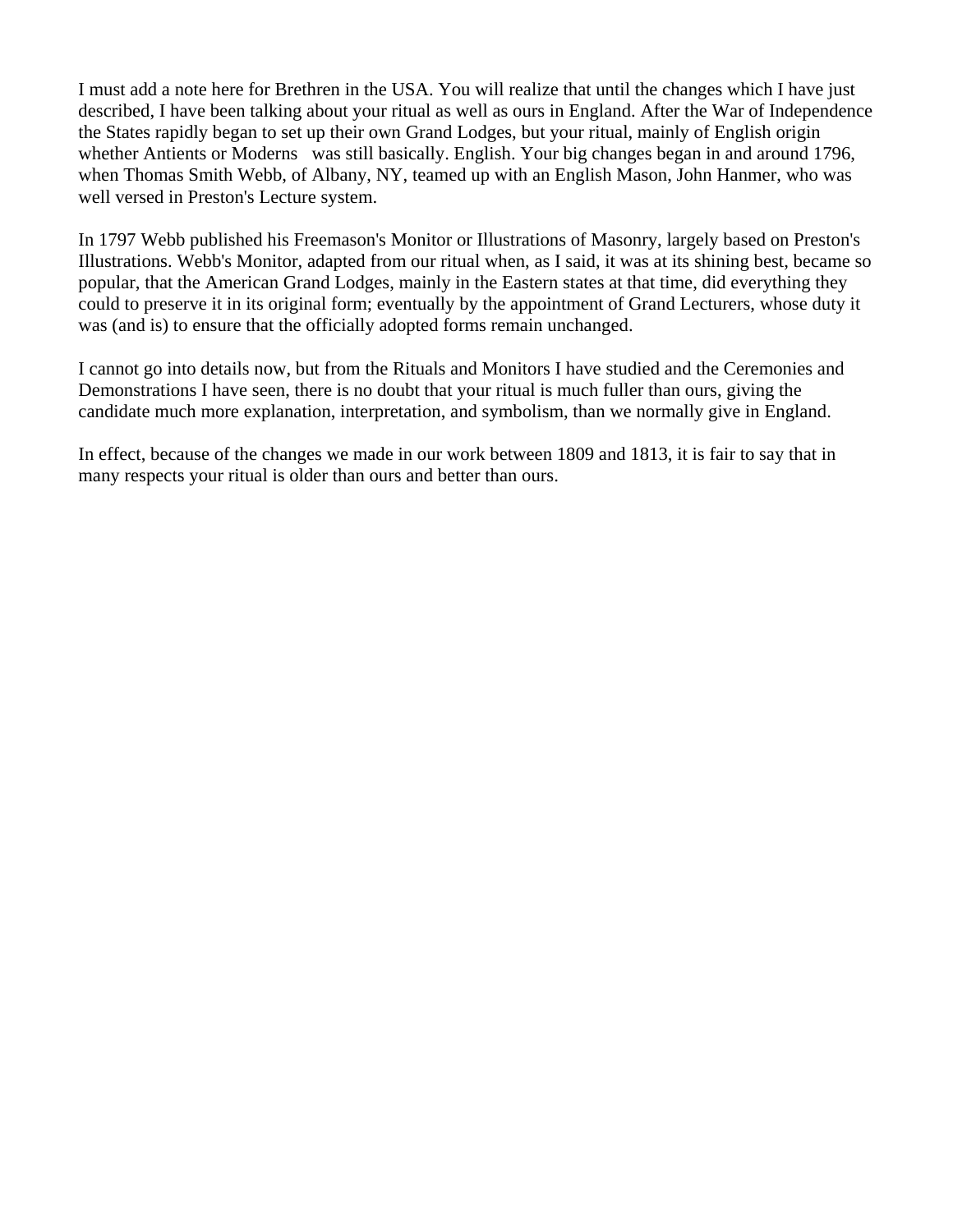I must add a note here for Brethren in the USA. You will realize that until the changes which I have just described, I have been talking about your ritual as well as ours in England. After the War of Independence the States rapidly began to set up their own Grand Lodges, but your ritual, mainly of English origin whether Antients or Moderns   was still basically. English. Your big changes began in and around 1796, when Thomas Smith Webb, of Albany, NY, teamed up with an English Mason, John Hanmer, who was well versed in Preston's Lecture system.

In 1797 Webb published his Freemason's Monitor or Illustrations of Masonry, largely based on Preston's Illustrations. Webb's Monitor, adapted from our ritual when, as I said, it was at its shining best, became so popular, that the American Grand Lodges, mainly in the Eastern states at that time, did everything they could to preserve it in its original form; eventually by the appointment of Grand Lecturers, whose duty it was (and is) to ensure that the officially adopted forms remain unchanged.

I cannot go into details now, but from the Rituals and Monitors I have studied and the Ceremonies and Demonstrations I have seen, there is no doubt that your ritual is much fuller than ours, giving the candidate much more explanation, interpretation, and symbolism, than we normally give in England.

In effect, because of the changes we made in our work between 1809 and 1813, it is fair to say that in many respects your ritual is older than ours and better than ours.